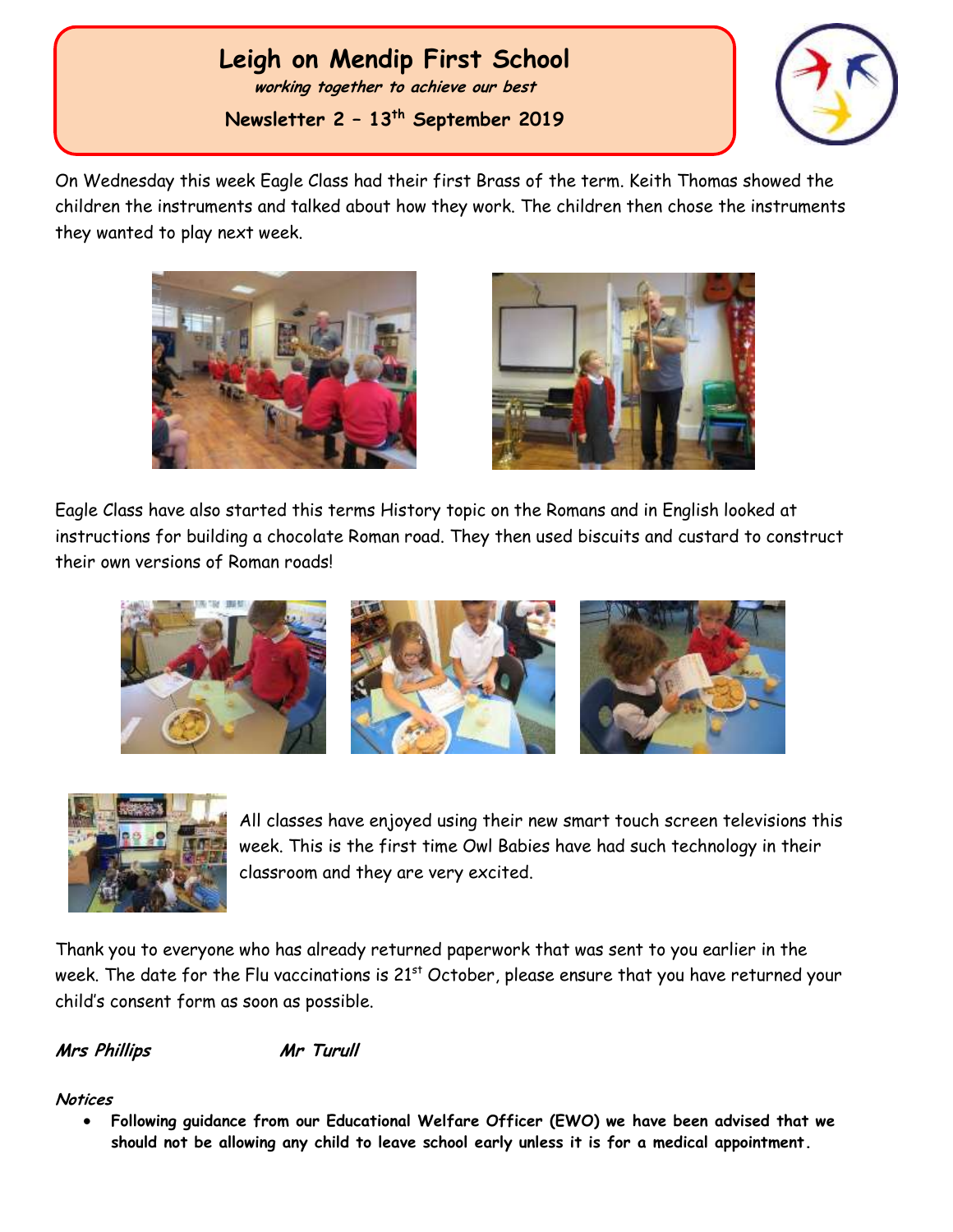# Leigh on Mendip First School

***working together to achieve our best***

**Newsletter 2 – 13th September 2019**

On Wednesday this week Eagle Class had their first Brass of the term. Keith Thomas showed the children the instruments and talked about how they work. The children then chose the instruments they wanted to play next week.

Eagle Class have also started this terms History topic on the Romans and in English looked at instructions for building a chocolate Roman road. They then used biscuits and custard to construct their own versions of Roman roads!

All classes have enjoyed using their new smart touch screen televisions this week. This is the first time Owl Babies have had such technology in their classroom and they are very excited.

Thank you to everyone who has already returned paperwork that was sent to you earlier in the week. The date for the Flu vaccinations is 21st October, please ensure that you have returned your child's consent form as soon as possible.

***Mrs Phillips*** ***Mr Turull***

***Notices***

- **Following guidance from our Educational Welfare Officer (EWO) we have been advised that we should not be allowing any child to leave school early unless it is for a medical appointment.**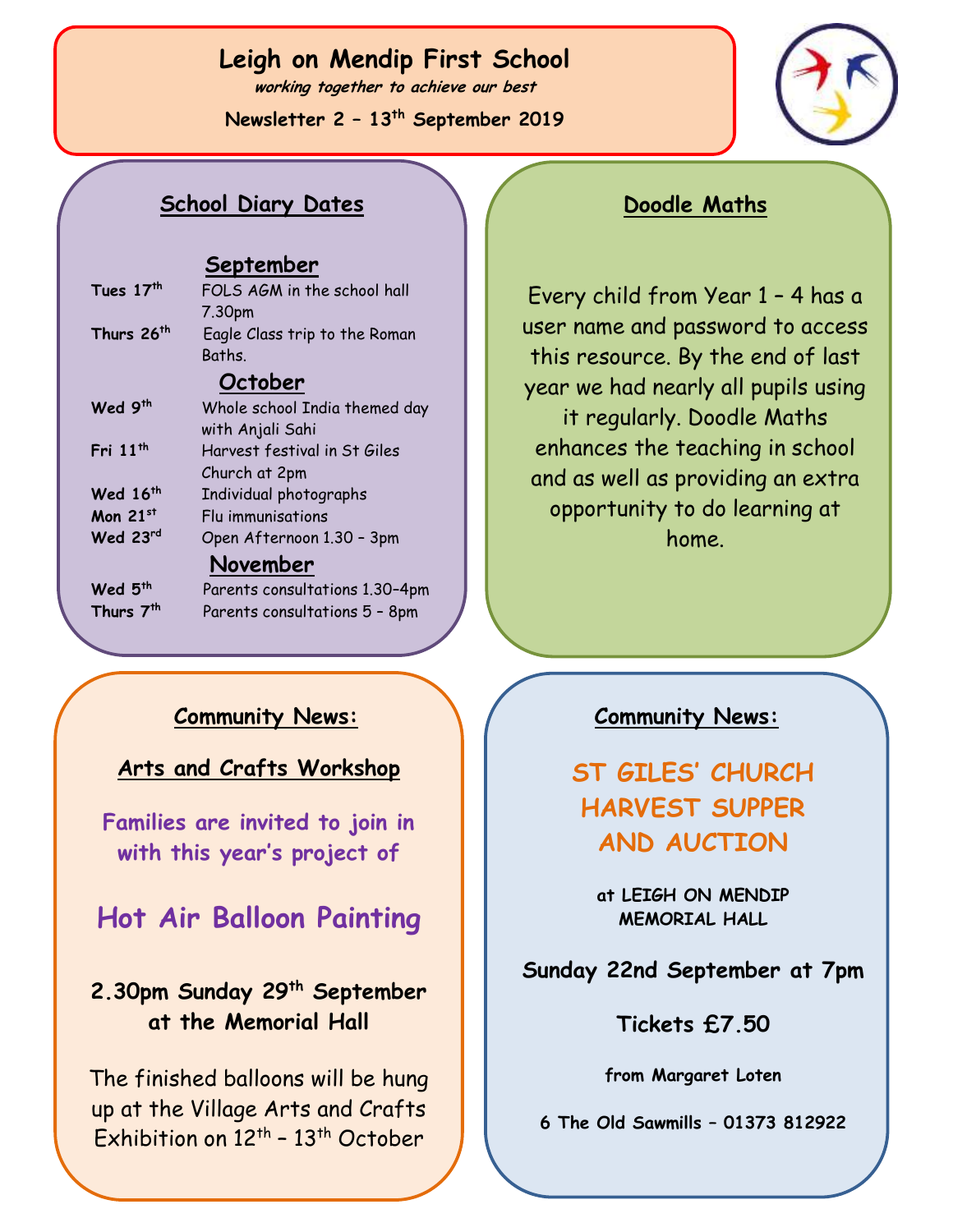# Leigh on Mendip First School

***working together to achieve our best***

**Newsletter 2 – 13th September 2019**

## School Diary Dates

### September

| | |
|---|---|
| **Tues 17th** | FOLS AGM in the school hall 7.30pm |
| **Thurs 26th** | Eagle Class trip to the Roman Baths. |

### October

| | |
|---|---|
| **Wed 9th** | Whole school India themed day with Anjali Sahi |
| **Fri 11th** | Harvest festival in St Giles Church at 2pm |
| **Wed 16th** | Individual photographs |
| **Mon 21st** | Flu immunisations |
| **Wed 23rd** | Open Afternoon 1.30 – 3pm |

### November

| | |
|---|---|
| **Wed 5th** | Parents consultations 1.30–4pm |
| **Thurs 7th** | Parents consultations 5 – 8pm |

## Doodle Maths

Every child from Year 1 – 4 has a user name and password to access this resource. By the end of last year we had nearly all pupils using it regularly. Doodle Maths enhances the teaching in school and as well as providing an extra opportunity to do learning at home.

## Community News:

### Arts and Crafts Workshop

**Families are invited to join in with this year's project of**

**Hot Air Balloon Painting**

**2.30pm Sunday 29th September at the Memorial Hall**

The finished balloons will be hung up at the Village Arts and Crafts Exhibition on 12th – 13th October

## Community News:

**ST GILES' CHURCH HARVEST SUPPER AND AUCTION**

**at LEIGH ON MENDIP MEMORIAL HALL**

**Sunday 22nd September at 7pm**

**Tickets £7.50**

**from Margaret Loten**

**6 The Old Sawmills – 01373 812922**